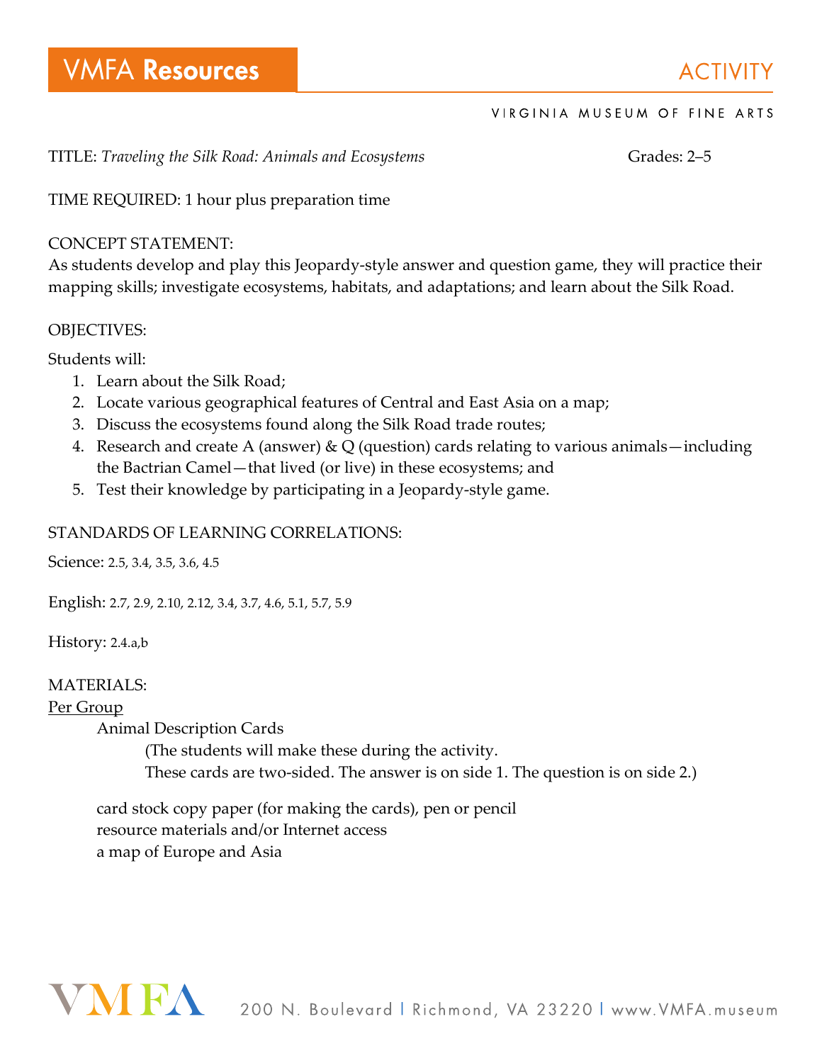# VMFA Resources

ACTIVITY

VIRGINIA MUSEUM OF FINE ARTS

TITLE: *Traveling the Silk Road: Animals and Ecosystems* Grades: 2–5

TIME REQUIRED: 1 hour plus preparation time

CONCEPT STATEMENT:
As students develop and play this Jeopardy-style answer and question game, they will practice their mapping skills; investigate ecosystems, habitats, and adaptations; and learn about the Silk Road.

OBJECTIVES:

Students will:

1. Learn about the Silk Road;
2. Locate various geographical features of Central and East Asia on a map;
3. Discuss the ecosystems found along the Silk Road trade routes;
4. Research and create A (answer) & Q (question) cards relating to various animals—including the Bactrian Camel—that lived (or live) in these ecosystems; and
5. Test their knowledge by participating in a Jeopardy-style game.

STANDARDS OF LEARNING CORRELATIONS:

Science: 2.5, 3.4, 3.5, 3.6, 4.5

English: 2.7, 2.9, 2.10, 2.12, 3.4, 3.7, 4.6, 5.1, 5.7, 5.9

History: 2.4.a,b

MATERIALS:

Per Group

Animal Description Cards
(The students will make these during the activity.
These cards are two-sided. The answer is on side 1. The question is on side 2.)

card stock copy paper (for making the cards), pen or pencil
resource materials and/or Internet access
a map of Europe and Asia

VMFA 200 N. Boulevard | Richmond, VA 23220 | www.VMFA.museum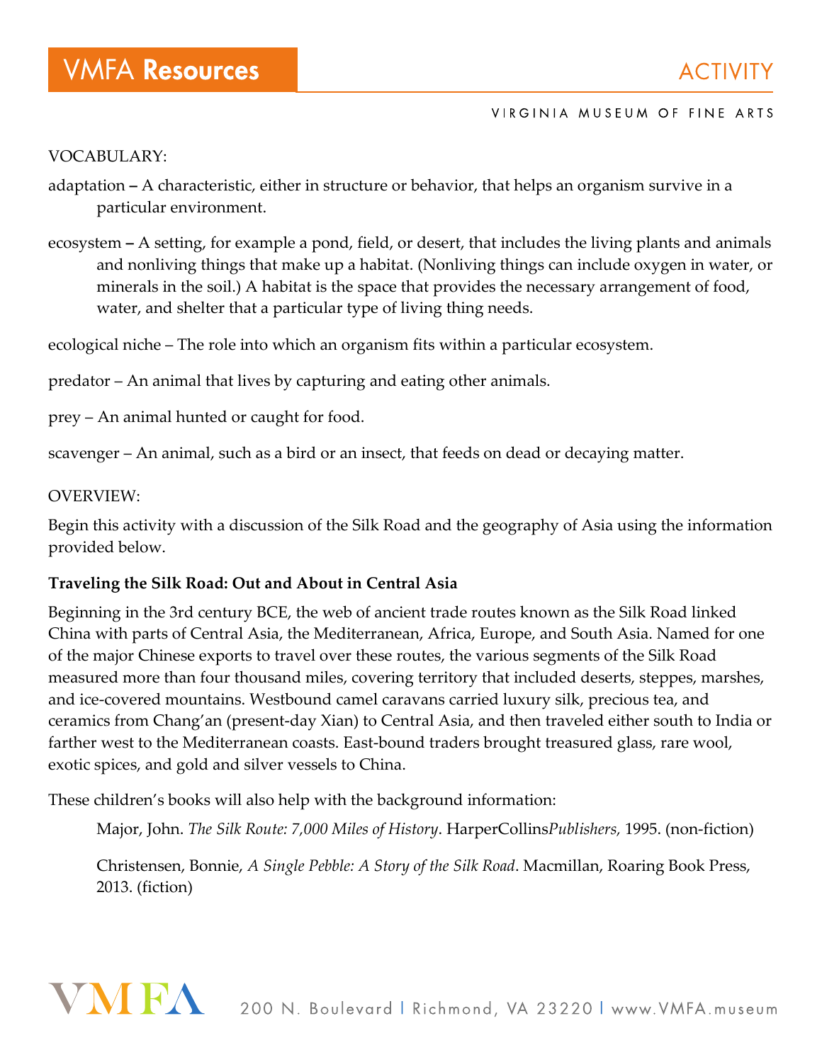VOCABULARY:

adaptation – A characteristic, either in structure or behavior, that helps an organism survive in a particular environment.

ecosystem – A setting, for example a pond, field, or desert, that includes the living plants and animals and nonliving things that make up a habitat. (Nonliving things can include oxygen in water, or minerals in the soil.) A habitat is the space that provides the necessary arrangement of food, water, and shelter that a particular type of living thing needs.

ecological niche – The role into which an organism fits within a particular ecosystem.

predator – An animal that lives by capturing and eating other animals.

prey – An animal hunted or caught for food.

scavenger – An animal, such as a bird or an insect, that feeds on dead or decaying matter.

OVERVIEW:

Begin this activity with a discussion of the Silk Road and the geography of Asia using the information provided below.

**Traveling the Silk Road: Out and About in Central Asia**

Beginning in the 3rd century BCE, the web of ancient trade routes known as the Silk Road linked China with parts of Central Asia, the Mediterranean, Africa, Europe, and South Asia. Named for one of the major Chinese exports to travel over these routes, the various segments of the Silk Road measured more than four thousand miles, covering territory that included deserts, steppes, marshes, and ice-covered mountains. Westbound camel caravans carried luxury silk, precious tea, and ceramics from Chang'an (present-day Xian) to Central Asia, and then traveled either south to India or farther west to the Mediterranean coasts. East-bound traders brought treasured glass, rare wool, exotic spices, and gold and silver vessels to China.

These children's books will also help with the background information:

Major, John. *The Silk Route: 7,000 Miles of History*. HarperCollins*Publishers*, 1995. (non-fiction)

Christensen, Bonnie, *A Single Pebble: A Story of the Silk Road*. Macmillan, Roaring Book Press, 2013. (fiction)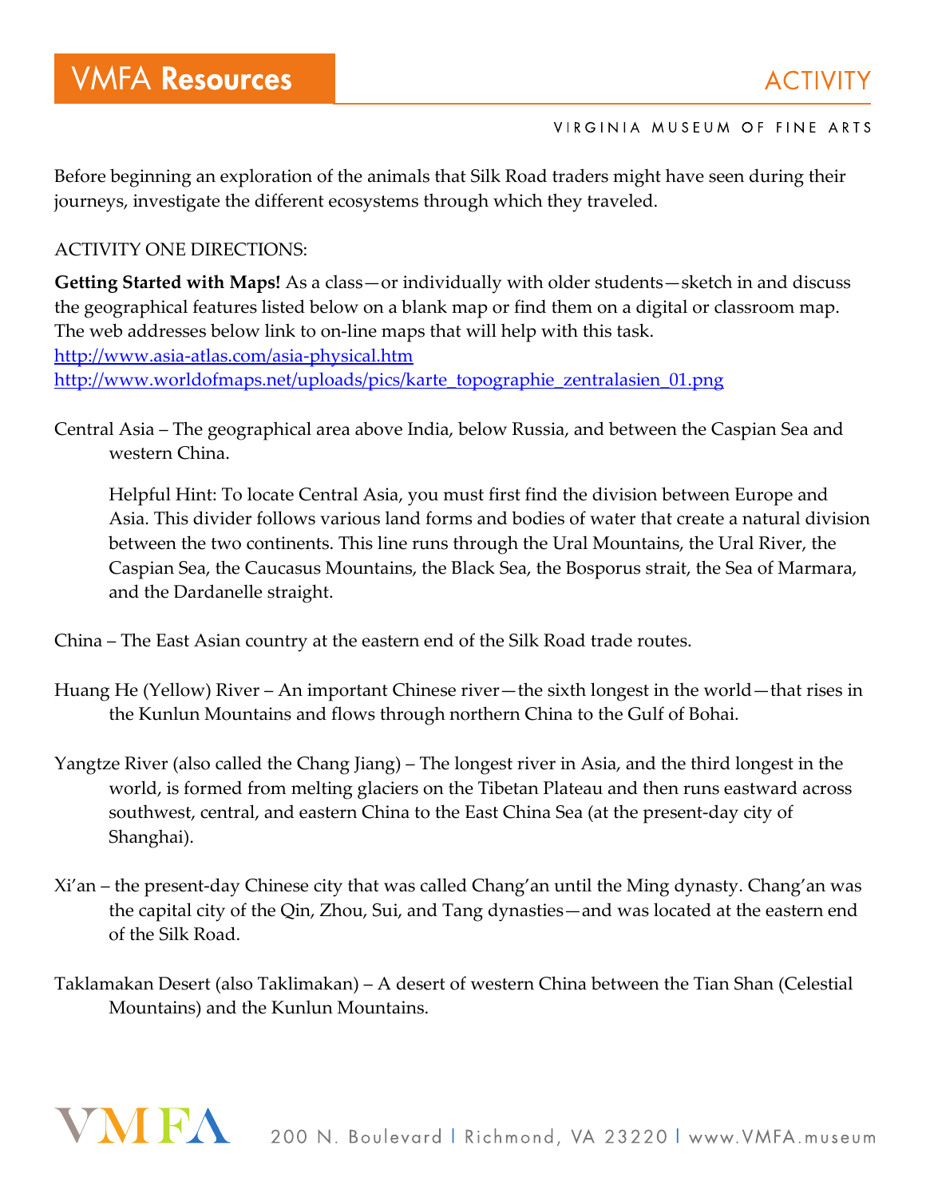Before beginning an exploration of the animals that Silk Road traders might have seen during their journeys, investigate the different ecosystems through which they traveled.

ACTIVITY ONE DIRECTIONS:

**Getting Started with Maps!** As a class—or individually with older students—sketch in and discuss the geographical features listed below on a blank map or find them on a digital or classroom map. The web addresses below link to on-line maps that will help with this task.
http://www.asia-atlas.com/asia-physical.htm
http://www.worldofmaps.net/uploads/pics/karte_topographie_zentralasien_01.png

Central Asia – The geographical area above India, below Russia, and between the Caspian Sea and western China.

> Helpful Hint: To locate Central Asia, you must first find the division between Europe and Asia. This divider follows various land forms and bodies of water that create a natural division between the two continents. This line runs through the Ural Mountains, the Ural River, the Caspian Sea, the Caucasus Mountains, the Black Sea, the Bosporus strait, the Sea of Marmara, and the Dardanelle straight.

China – The East Asian country at the eastern end of the Silk Road trade routes.

Huang He (Yellow) River – An important Chinese river—the sixth longest in the world—that rises in the Kunlun Mountains and flows through northern China to the Gulf of Bohai.

Yangtze River (also called the Chang Jiang) – The longest river in Asia, and the third longest in the world, is formed from melting glaciers on the Tibetan Plateau and then runs eastward across southwest, central, and eastern China to the East China Sea (at the present-day city of Shanghai).

Xi'an – the present-day Chinese city that was called Chang'an until the Ming dynasty. Chang'an was the capital city of the Qin, Zhou, Sui, and Tang dynasties—and was located at the eastern end of the Silk Road.

Taklamakan Desert (also Taklimakan) – A desert of western China between the Tian Shan (Celestial Mountains) and the Kunlun Mountains.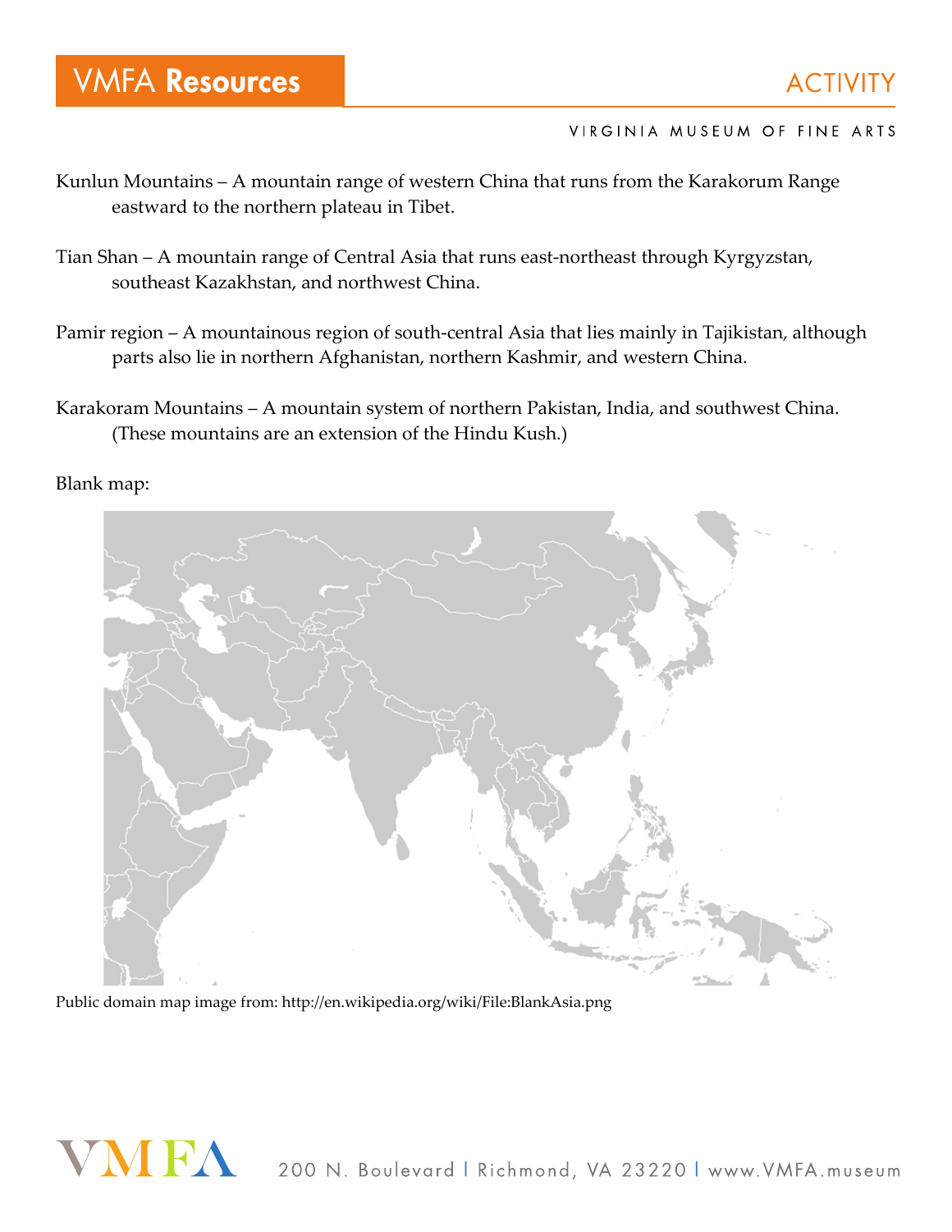Kunlun Mountains – A mountain range of western China that runs from the Karakorum Range eastward to the northern plateau in Tibet.

Tian Shan – A mountain range of Central Asia that runs east-northeast through Kyrgyzstan, southeast Kazakhstan, and northwest China.

Pamir region – A mountainous region of south-central Asia that lies mainly in Tajikistan, although parts also lie in northern Afghanistan, northern Kashmir, and western China.

Karakoram Mountains – A mountain system of northern Pakistan, India, and southwest China. (These mountains are an extension of the Hindu Kush.)

Blank map:

Public domain map image from: http://en.wikipedia.org/wiki/File:BlankAsia.png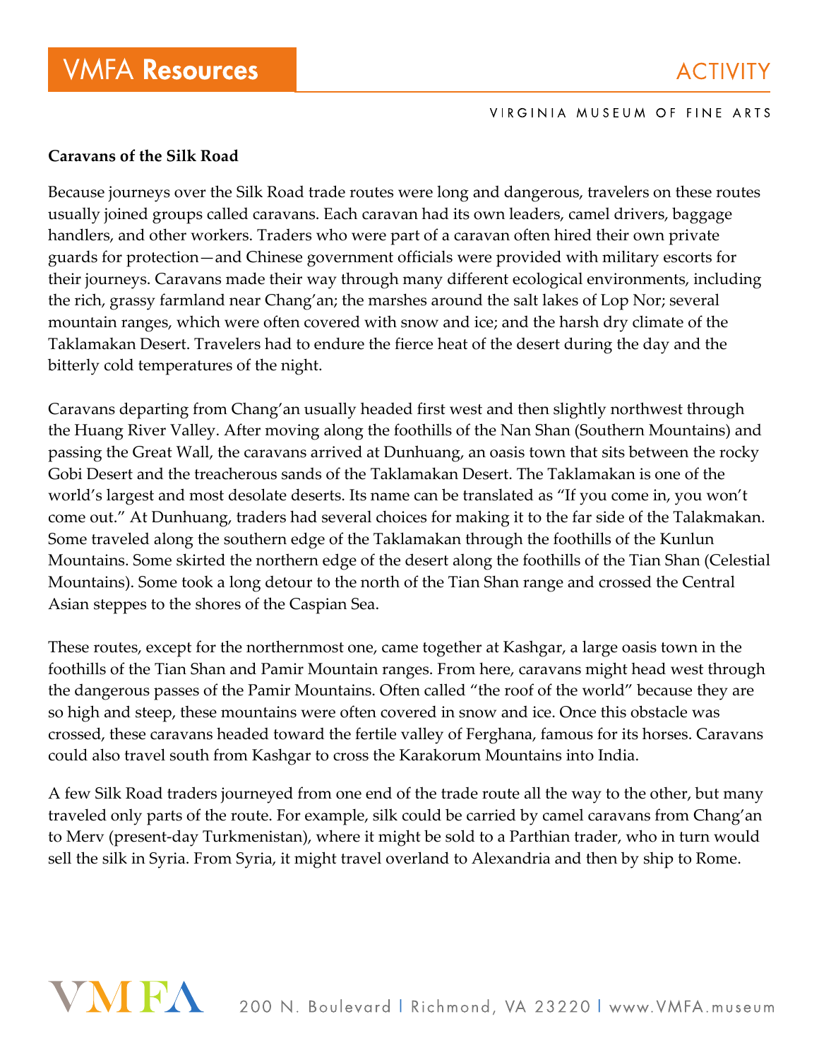**Caravans of the Silk Road**

Because journeys over the Silk Road trade routes were long and dangerous, travelers on these routes usually joined groups called caravans. Each caravan had its own leaders, camel drivers, baggage handlers, and other workers. Traders who were part of a caravan often hired their own private guards for protection—and Chinese government officials were provided with military escorts for their journeys. Caravans made their way through many different ecological environments, including the rich, grassy farmland near Chang'an; the marshes around the salt lakes of Lop Nor; several mountain ranges, which were often covered with snow and ice; and the harsh dry climate of the Taklamakan Desert. Travelers had to endure the fierce heat of the desert during the day and the bitterly cold temperatures of the night.

Caravans departing from Chang'an usually headed first west and then slightly northwest through the Huang River Valley. After moving along the foothills of the Nan Shan (Southern Mountains) and passing the Great Wall, the caravans arrived at Dunhuang, an oasis town that sits between the rocky Gobi Desert and the treacherous sands of the Taklamakan Desert. The Taklamakan is one of the world's largest and most desolate deserts. Its name can be translated as "If you come in, you won't come out." At Dunhuang, traders had several choices for making it to the far side of the Talakmakan. Some traveled along the southern edge of the Taklamakan through the foothills of the Kunlun Mountains. Some skirted the northern edge of the desert along the foothills of the Tian Shan (Celestial Mountains). Some took a long detour to the north of the Tian Shan range and crossed the Central Asian steppes to the shores of the Caspian Sea.

These routes, except for the northernmost one, came together at Kashgar, a large oasis town in the foothills of the Tian Shan and Pamir Mountain ranges. From here, caravans might head west through the dangerous passes of the Pamir Mountains. Often called "the roof of the world" because they are so high and steep, these mountains were often covered in snow and ice. Once this obstacle was crossed, these caravans headed toward the fertile valley of Ferghana, famous for its horses. Caravans could also travel south from Kashgar to cross the Karakorum Mountains into India.

A few Silk Road traders journeyed from one end of the trade route all the way to the other, but many traveled only parts of the route. For example, silk could be carried by camel caravans from Chang'an to Merv (present-day Turkmenistan), where it might be sold to a Parthian trader, who in turn would sell the silk in Syria. From Syria, it might travel overland to Alexandria and then by ship to Rome.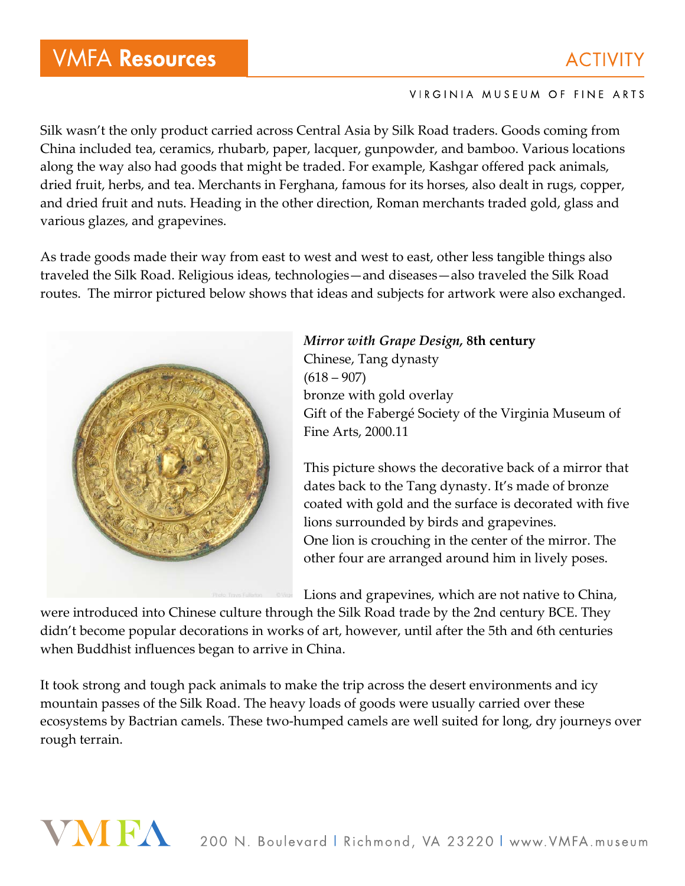Silk wasn't the only product carried across Central Asia by Silk Road traders. Goods coming from China included tea, ceramics, rhubarb, paper, lacquer, gunpowder, and bamboo. Various locations along the way also had goods that might be traded. For example, Kashgar offered pack animals, dried fruit, herbs, and tea. Merchants in Ferghana, famous for its horses, also dealt in rugs, copper, and dried fruit and nuts. Heading in the other direction, Roman merchants traded gold, glass and various glazes, and grapevines.

As trade goods made their way from east to west and west to east, other less tangible things also traveled the Silk Road. Religious ideas, technologies—and diseases—also traveled the Silk Road routes. The mirror pictured below shows that ideas and subjects for artwork were also exchanged.

***Mirror with Grape Design*, 8th century**
Chinese, Tang dynasty
(618 – 907)
bronze with gold overlay
Gift of the Fabergé Society of the Virginia Museum of Fine Arts, 2000.11

This picture shows the decorative back of a mirror that dates back to the Tang dynasty. It's made of bronze coated with gold and the surface is decorated with five lions surrounded by birds and grapevines. One lion is crouching in the center of the mirror. The other four are arranged around him in lively poses.

Lions and grapevines, which are not native to China, were introduced into Chinese culture through the Silk Road trade by the 2nd century BCE. They didn't become popular decorations in works of art, however, until after the 5th and 6th centuries when Buddhist influences began to arrive in China.

It took strong and tough pack animals to make the trip across the desert environments and icy mountain passes of the Silk Road. The heavy loads of goods were usually carried over these ecosystems by Bactrian camels. These two-humped camels are well suited for long, dry journeys over rough terrain.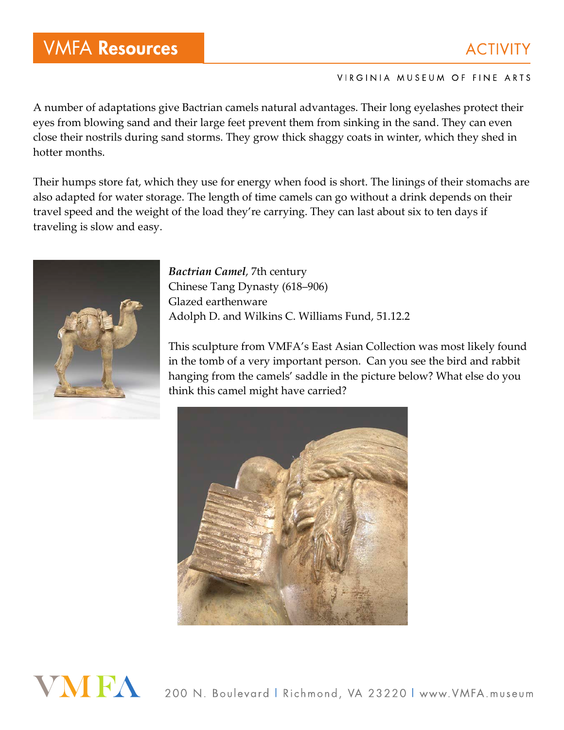A number of adaptations give Bactrian camels natural advantages. Their long eyelashes protect their eyes from blowing sand and their large feet prevent them from sinking in the sand. They can even close their nostrils during sand storms. They grow thick shaggy coats in winter, which they shed in hotter months.

Their humps store fat, which they use for energy when food is short. The linings of their stomachs are also adapted for water storage. The length of time camels can go without a drink depends on their travel speed and the weight of the load they're carrying. They can last about six to ten days if traveling is slow and easy.

***Bactrian Camel***, 7th century
Chinese Tang Dynasty (618–906)
Glazed earthenware
Adolph D. and Wilkins C. Williams Fund, 51.12.2

This sculpture from VMFA's East Asian Collection was most likely found in the tomb of a very important person. Can you see the bird and rabbit hanging from the camels' saddle in the picture below? What else do you think this camel might have carried?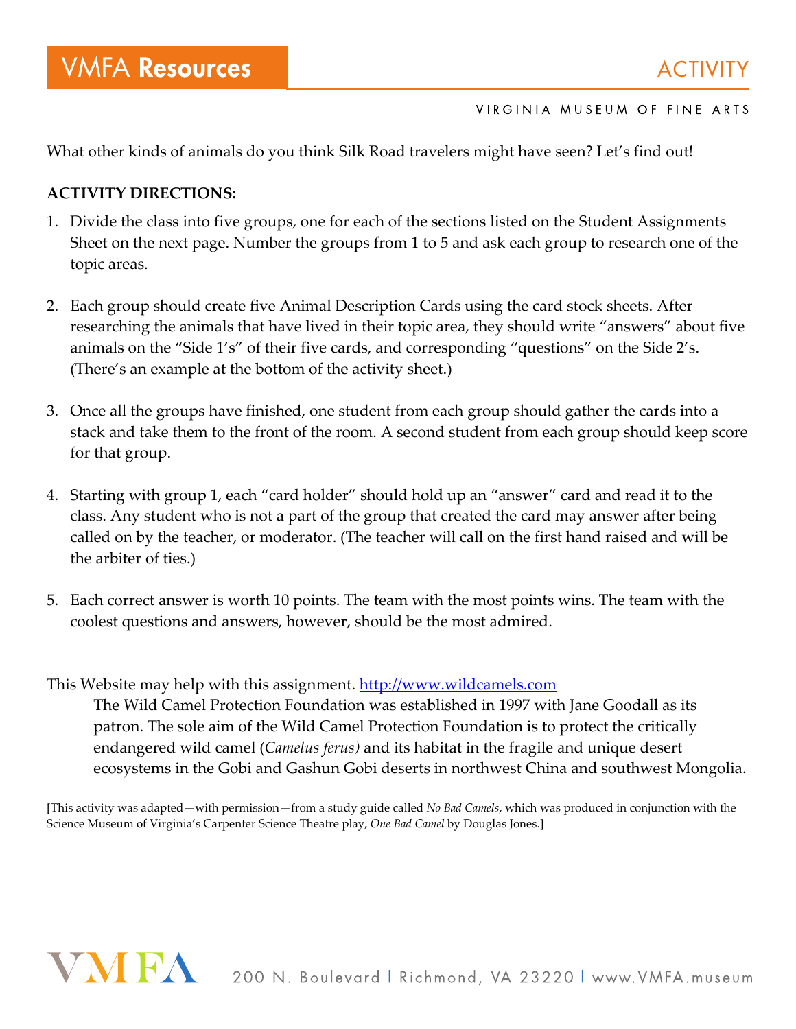What other kinds of animals do you think Silk Road travelers might have seen? Let's find out!

**ACTIVITY DIRECTIONS:**

1. Divide the class into five groups, one for each of the sections listed on the Student Assignments Sheet on the next page. Number the groups from 1 to 5 and ask each group to research one of the topic areas.

2. Each group should create five Animal Description Cards using the card stock sheets. After researching the animals that have lived in their topic area, they should write "answers" about five animals on the "Side 1's" of their five cards, and corresponding "questions" on the Side 2's. (There's an example at the bottom of the activity sheet.)

3. Once all the groups have finished, one student from each group should gather the cards into a stack and take them to the front of the room. A second student from each group should keep score for that group.

4. Starting with group 1, each "card holder" should hold up an "answer" card and read it to the class. Any student who is not a part of the group that created the card may answer after being called on by the teacher, or moderator. (The teacher will call on the first hand raised and will be the arbiter of ties.)

5. Each correct answer is worth 10 points. The team with the most points wins. The team with the coolest questions and answers, however, should be the most admired.

This Website may help with this assignment. http://www.wildcamels.com

The Wild Camel Protection Foundation was established in 1997 with Jane Goodall as its patron. The sole aim of the Wild Camel Protection Foundation is to protect the critically endangered wild camel (*Camelus ferus)* and its habitat in the fragile and unique desert ecosystems in the Gobi and Gashun Gobi deserts in northwest China and southwest Mongolia.

[This activity was adapted—with permission—from a study guide called *No Bad Camels*, which was produced in conjunction with the Science Museum of Virginia's Carpenter Science Theatre play, *One Bad Camel* by Douglas Jones.]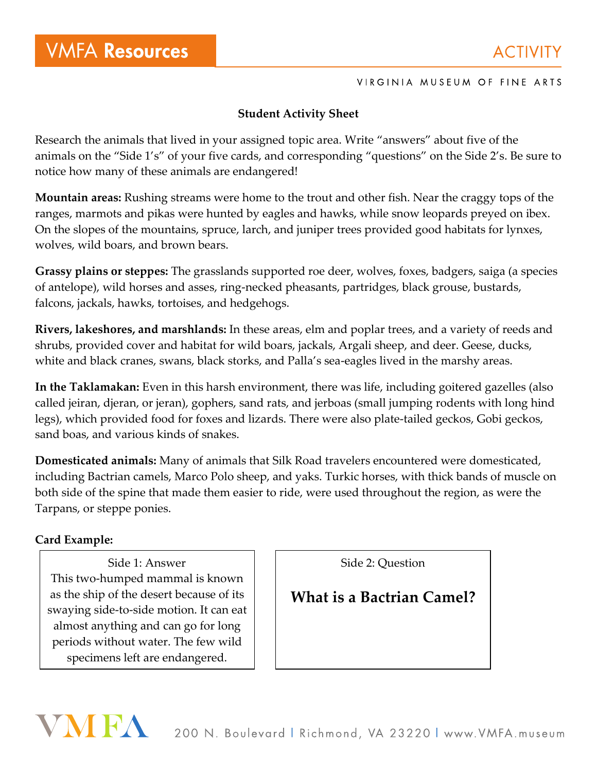**Student Activity Sheet**

Research the animals that lived in your assigned topic area. Write "answers" about five of the animals on the "Side 1's" of your five cards, and corresponding "questions" on the Side 2's. Be sure to notice how many of these animals are endangered!

**Mountain areas:** Rushing streams were home to the trout and other fish. Near the craggy tops of the ranges, marmots and pikas were hunted by eagles and hawks, while snow leopards preyed on ibex. On the slopes of the mountains, spruce, larch, and juniper trees provided good habitats for lynxes, wolves, wild boars, and brown bears.

**Grassy plains or steppes:** The grasslands supported roe deer, wolves, foxes, badgers, saiga (a species of antelope), wild horses and asses, ring-necked pheasants, partridges, black grouse, bustards, falcons, jackals, hawks, tortoises, and hedgehogs.

**Rivers, lakeshores, and marshlands:** In these areas, elm and poplar trees, and a variety of reeds and shrubs, provided cover and habitat for wild boars, jackals, Argali sheep, and deer. Geese, ducks, white and black cranes, swans, black storks, and Palla's sea-eagles lived in the marshy areas.

**In the Taklamakan:** Even in this harsh environment, there was life, including goitered gazelles (also called jeiran, djeran, or jeran), gophers, sand rats, and jerboas (small jumping rodents with long hind legs), which provided food for foxes and lizards. There were also plate-tailed geckos, Gobi geckos, sand boas, and various kinds of snakes.

**Domesticated animals:** Many of animals that Silk Road travelers encountered were domesticated, including Bactrian camels, Marco Polo sheep, and yaks. Turkic horses, with thick bands of muscle on both side of the spine that made them easier to ride, were used throughout the region, as were the Tarpans, or steppe ponies.

**Card Example:**

| Side 1: Answer | Side 2: Question |
| --- | --- |
| This two-humped mammal is known as the ship of the desert because of its swaying side-to-side motion. It can eat almost anything and can go for long periods without water. The few wild specimens left are endangered. | **What is a Bactrian Camel?** |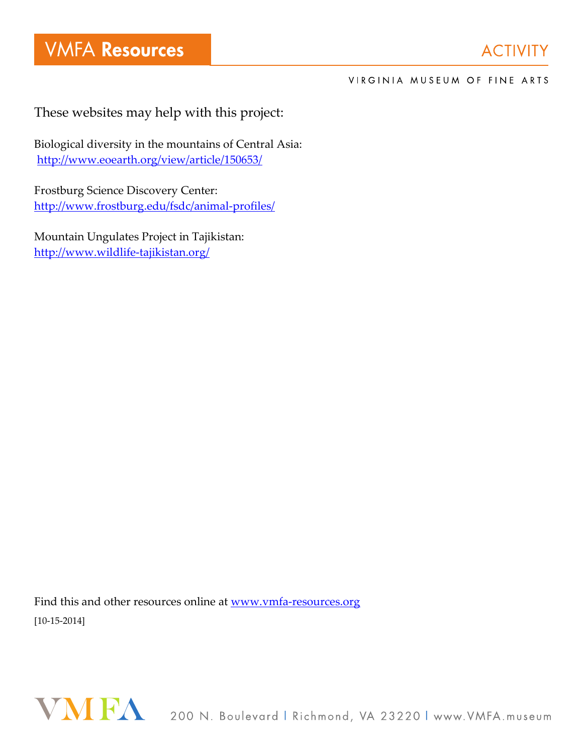These websites may help with this project:

Biological diversity in the mountains of Central Asia:
http://www.eoearth.org/view/article/150653/

Frostburg Science Discovery Center:
http://www.frostburg.edu/fsdc/animal-profiles/

Mountain Ungulates Project in Tajikistan:
http://www.wildlife-tajikistan.org/

Find this and other resources online at www.vmfa-resources.org

[10-15-2014]